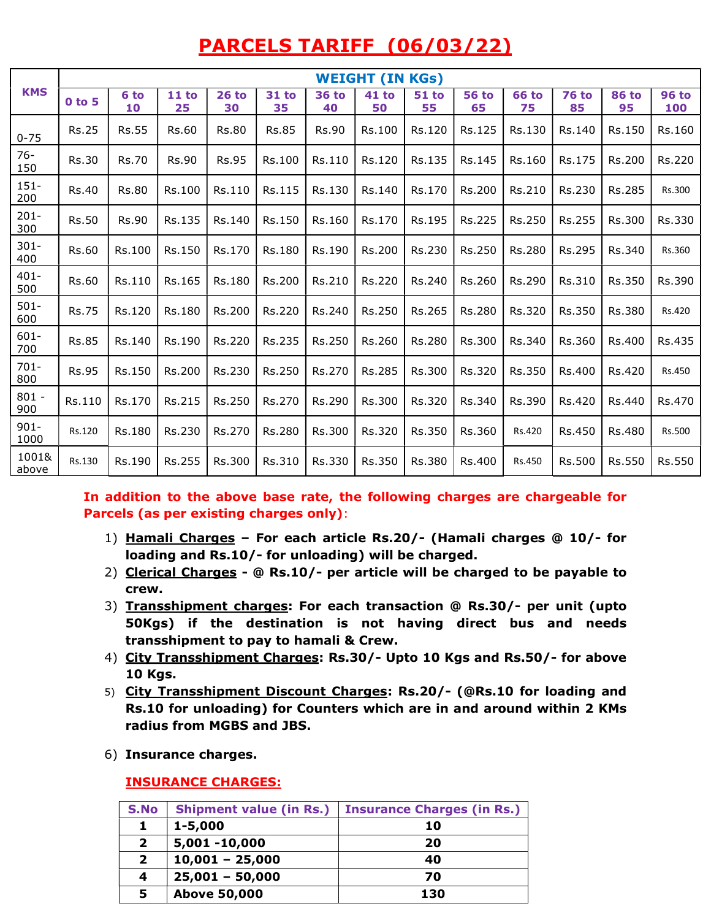# PARCELS TARIFF (06/03/22)

| KMS | WEIGHT (IN KGs) | | | | | | | | | | | | |
|---|---|---|---|---|---|---|---|---|---|---|---|---|---|
| | 0 to 5 | 6 to 10 | 11 to 25 | 26 to 30 | 31 to 35 | 36 to 40 | 41 to 50 | 51 to 55 | 56 to 65 | 66 to 75 | 76 to 85 | 86 to 95 | 96 to 100 |
| 0-75 | Rs.25 | Rs.55 | Rs.60 | Rs.80 | Rs.85 | Rs.90 | Rs.100 | Rs.120 | Rs.125 | Rs.130 | Rs.140 | Rs.150 | Rs.160 |
| 76-150 | Rs.30 | Rs.70 | Rs.90 | Rs.95 | Rs.100 | Rs.110 | Rs.120 | Rs.135 | Rs.145 | Rs.160 | Rs.175 | Rs.200 | Rs.220 |
| 151-200 | Rs.40 | Rs.80 | Rs.100 | Rs.110 | Rs.115 | Rs.130 | Rs.140 | Rs.170 | Rs.200 | Rs.210 | Rs.230 | Rs.285 | Rs.300 |
| 201-300 | Rs.50 | Rs.90 | Rs.135 | Rs.140 | Rs.150 | Rs.160 | Rs.170 | Rs.195 | Rs.225 | Rs.250 | Rs.255 | Rs.300 | Rs.330 |
| 301-400 | Rs.60 | Rs.100 | Rs.150 | Rs.170 | Rs.180 | Rs.190 | Rs.200 | Rs.230 | Rs.250 | Rs.280 | Rs.295 | Rs.340 | Rs.360 |
| 401-500 | Rs.60 | Rs.110 | Rs.165 | Rs.180 | Rs.200 | Rs.210 | Rs.220 | Rs.240 | Rs.260 | Rs.290 | Rs.310 | Rs.350 | Rs.390 |
| 501-600 | Rs.75 | Rs.120 | Rs.180 | Rs.200 | Rs.220 | Rs.240 | Rs.250 | Rs.265 | Rs.280 | Rs.320 | Rs.350 | Rs.380 | Rs.420 |
| 601-700 | Rs.85 | Rs.140 | Rs.190 | Rs.220 | Rs.235 | Rs.250 | Rs.260 | Rs.280 | Rs.300 | Rs.340 | Rs.360 | Rs.400 | Rs.435 |
| 701-800 | Rs.95 | Rs.150 | Rs.200 | Rs.230 | Rs.250 | Rs.270 | Rs.285 | Rs.300 | Rs.320 | Rs.350 | Rs.400 | Rs.420 | Rs.450 |
| 801 - 900 | Rs.110 | Rs.170 | Rs.215 | Rs.250 | Rs.270 | Rs.290 | Rs.300 | Rs.320 | Rs.340 | Rs.390 | Rs.420 | Rs.440 | Rs.470 |
| 901-1000 | Rs.120 | Rs.180 | Rs.230 | Rs.270 | Rs.280 | Rs.300 | Rs.320 | Rs.350 | Rs.360 | Rs.420 | Rs.450 | Rs.480 | Rs.500 |
| 1001& above | Rs.130 | Rs.190 | Rs.255 | Rs.300 | Rs.310 | Rs.330 | Rs.350 | Rs.380 | Rs.400 | Rs.450 | Rs.500 | Rs.550 | Rs.550 |

**In addition to the above base rate, the following charges are chargeable for Parcels (as per existing charges only)**:

1) **<u>Hamali Charges</u> – For each article Rs.20/- (Hamali charges @ 10/- for loading and Rs.10/- for unloading) will be charged.**
2) **<u>Clerical Charges</u> - @ Rs.10/- per article will be charged to be payable to crew.**
3) **<u>Transshipment charges</u>: For each transaction @ Rs.30/- per unit (upto 50Kgs) if the destination is not having direct bus and needs transshipment to pay to hamali & Crew.**
4) **<u>City Transshipment Charges</u>: Rs.30/- Upto 10 Kgs and Rs.50/- for above 10 Kgs.**
5) **<u>City Transshipment Discount Charges</u>: Rs.20/- (@Rs.10 for loading and Rs.10 for unloading) for Counters which are in and around within 2 KMs radius from MGBS and JBS.**
6) **Insurance charges.**

## INSURANCE CHARGES:

| S.No | Shipment value (in Rs.) | Insurance Charges (in Rs.) |
|---|---|---|
| 1 | 1-5,000 | 10 |
| 2 | 5,001 -10,000 | 20 |
| 2 | 10,001 – 25,000 | 40 |
| 4 | 25,001 – 50,000 | 70 |
| 5 | Above 50,000 | 130 |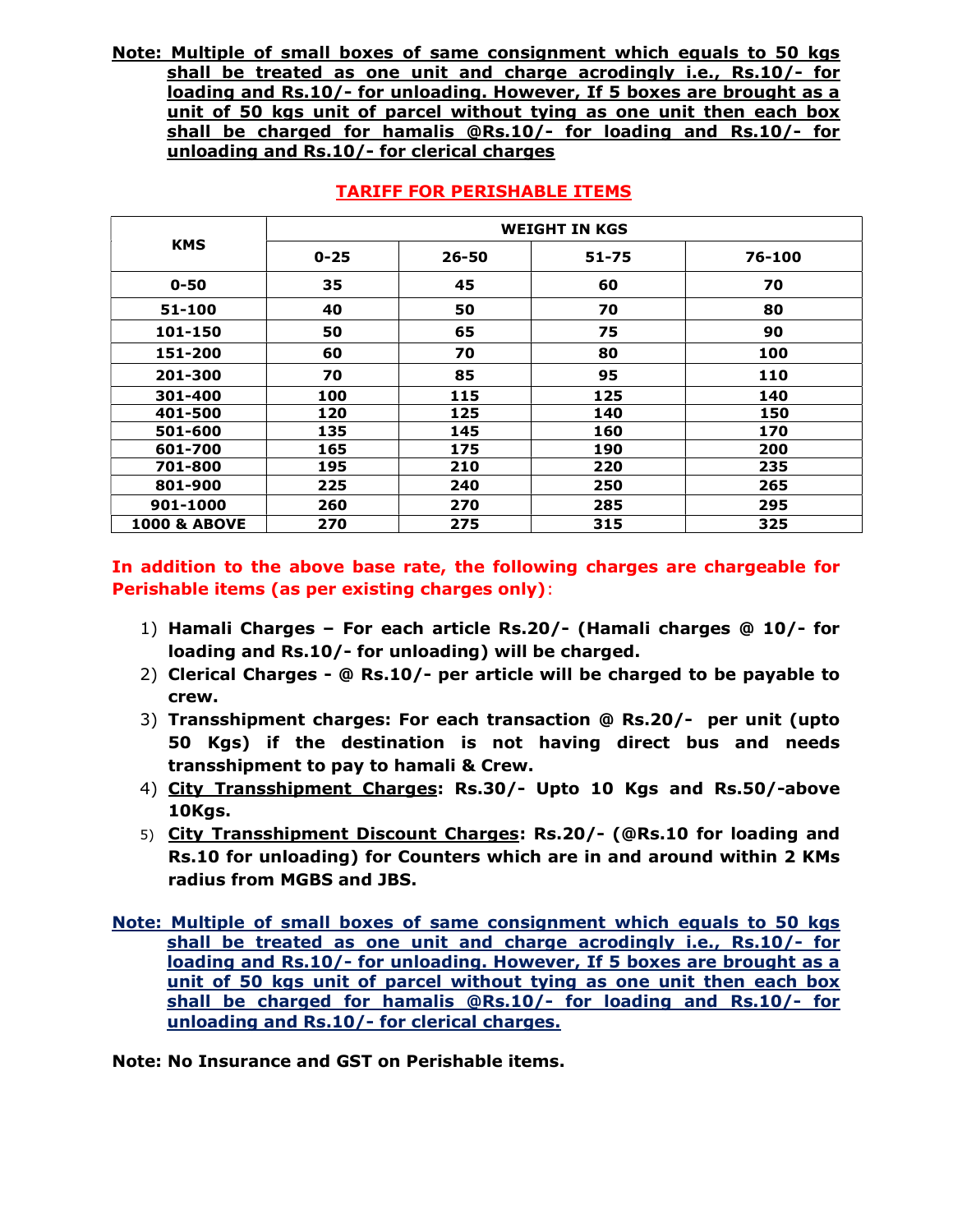**Note: Multiple of small boxes of same consignment which equals to 50 kgs shall be treated as one unit and charge acrodingly i.e., Rs.10/- for loading and Rs.10/- for unloading. However, If 5 boxes are brought as a unit of 50 kgs unit of parcel without tying as one unit then each box shall be charged for hamalis @Rs.10/- for loading and Rs.10/- for unloading and Rs.10/- for clerical charges**

## TARIFF FOR PERISHABLE ITEMS

| KMS | WEIGHT IN KGS | | | |
|---|---|---|---|---|
| | 0-25 | 26-50 | 51-75 | 76-100 |
| 0-50 | 35 | 45 | 60 | 70 |
| 51-100 | 40 | 50 | 70 | 80 |
| 101-150 | 50 | 65 | 75 | 90 |
| 151-200 | 60 | 70 | 80 | 100 |
| 201-300 | 70 | 85 | 95 | 110 |
| 301-400 | 100 | 115 | 125 | 140 |
| 401-500 | 120 | 125 | 140 | 150 |
| 501-600 | 135 | 145 | 160 | 170 |
| 601-700 | 165 | 175 | 190 | 200 |
| 701-800 | 195 | 210 | 220 | 235 |
| 801-900 | 225 | 240 | 250 | 265 |
| 901-1000 | 260 | 270 | 285 | 295 |
| 1000 & ABOVE | 270 | 275 | 315 | 325 |

**In addition to the above base rate, the following charges are chargeable for Perishable items (as per existing charges only)**:

1) **Hamali Charges – For each article Rs.20/- (Hamali charges @ 10/- for loading and Rs.10/- for unloading) will be charged.**
2) **Clerical Charges - @ Rs.10/- per article will be charged to be payable to crew.**
3) **Transshipment charges: For each transaction @ Rs.20/- per unit (upto 50 Kgs) if the destination is not having direct bus and needs transshipment to pay to hamali & Crew.**
4) **City Transshipment Charges: Rs.30/- Upto 10 Kgs and Rs.50/-above 10Kgs.**
5) **City Transshipment Discount Charges: Rs.20/- (@Rs.10 for loading and Rs.10 for unloading) for Counters which are in and around within 2 KMs radius from MGBS and JBS.**

**Note: Multiple of small boxes of same consignment which equals to 50 kgs shall be treated as one unit and charge acrodingly i.e., Rs.10/- for loading and Rs.10/- for unloading. However, If 5 boxes are brought as a unit of 50 kgs unit of parcel without tying as one unit then each box shall be charged for hamalis @Rs.10/- for loading and Rs.10/- for unloading and Rs.10/- for clerical charges.**

**Note: No Insurance and GST on Perishable items.**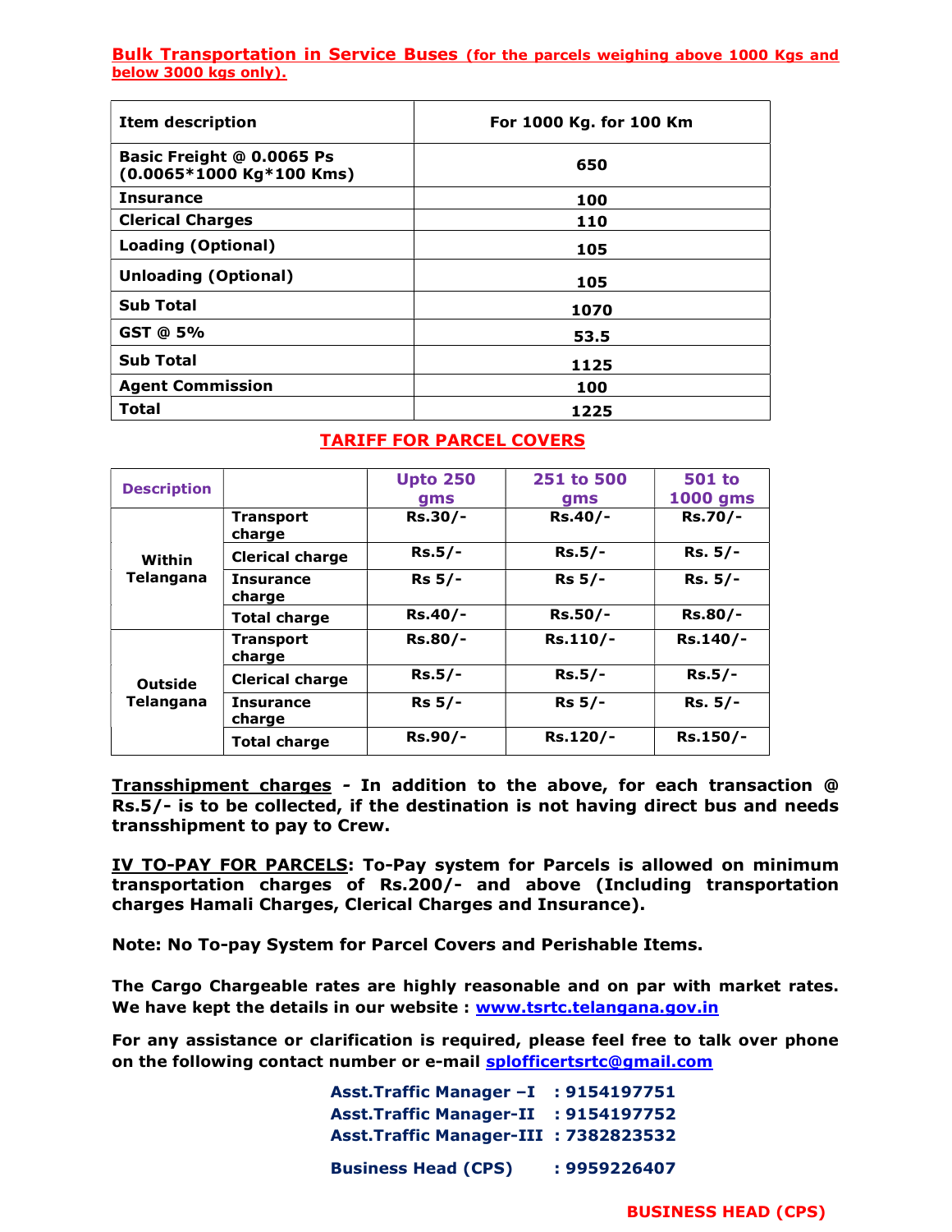**Bulk Transportation in Service Buses (for the parcels weighing above 1000 Kgs and below 3000 kgs only).**

| Item description | For 1000 Kg. for 100 Km |
|---|---|
| Basic Freight @ 0.0065 Ps (0.0065*1000 Kg*100 Kms) | 650 |
| Insurance | 100 |
| Clerical Charges | 110 |
| Loading (Optional) | 105 |
| Unloading (Optional) | 105 |
| Sub Total | 1070 |
| GST @ 5% | 53.5 |
| Sub Total | 1125 |
| Agent Commission | 100 |
| Total | 1225 |

**TARIFF FOR PARCEL COVERS**

| Description | | Upto 250 gms | 251 to 500 gms | 501 to 1000 gms |
|---|---|---|---|---|
| Within Telangana | Transport charge | Rs.30/- | Rs.40/- | Rs.70/- |
| | Clerical charge | Rs.5/- | Rs.5/- | Rs. 5/- |
| | Insurance charge | Rs 5/- | Rs 5/- | Rs. 5/- |
| | Total charge | Rs.40/- | Rs.50/- | Rs.80/- |
| Outside Telangana | Transport charge | Rs.80/- | Rs.110/- | Rs.140/- |
| | Clerical charge | Rs.5/- | Rs.5/- | Rs.5/- |
| | Insurance charge | Rs 5/- | Rs 5/- | Rs. 5/- |
| | Total charge | Rs.90/- | Rs.120/- | Rs.150/- |

**Transshipment charges - In addition to the above, for each transaction @ Rs.5/- is to be collected, if the destination is not having direct bus and needs transshipment to pay to Crew.**

**IV TO-PAY FOR PARCELS: To-Pay system for Parcels is allowed on minimum transportation charges of Rs.200/- and above (Including transportation charges Hamali Charges, Clerical Charges and Insurance).**

**Note: No To-pay System for Parcel Covers and Perishable Items.**

**The Cargo Chargeable rates are highly reasonable and on par with market rates. We have kept the details in our website : www.tsrtc.telangana.gov.in**

**For any assistance or clarification is required, please feel free to talk over phone on the following contact number or e-mail splofficertsrtc@gmail.com**

**Asst.Traffic Manager –I : 9154197751**
**Asst.Traffic Manager-II : 9154197752**
**Asst.Traffic Manager-III : 7382823532**

**Business Head (CPS) : 9959226407**

**BUSINESS HEAD (CPS)**